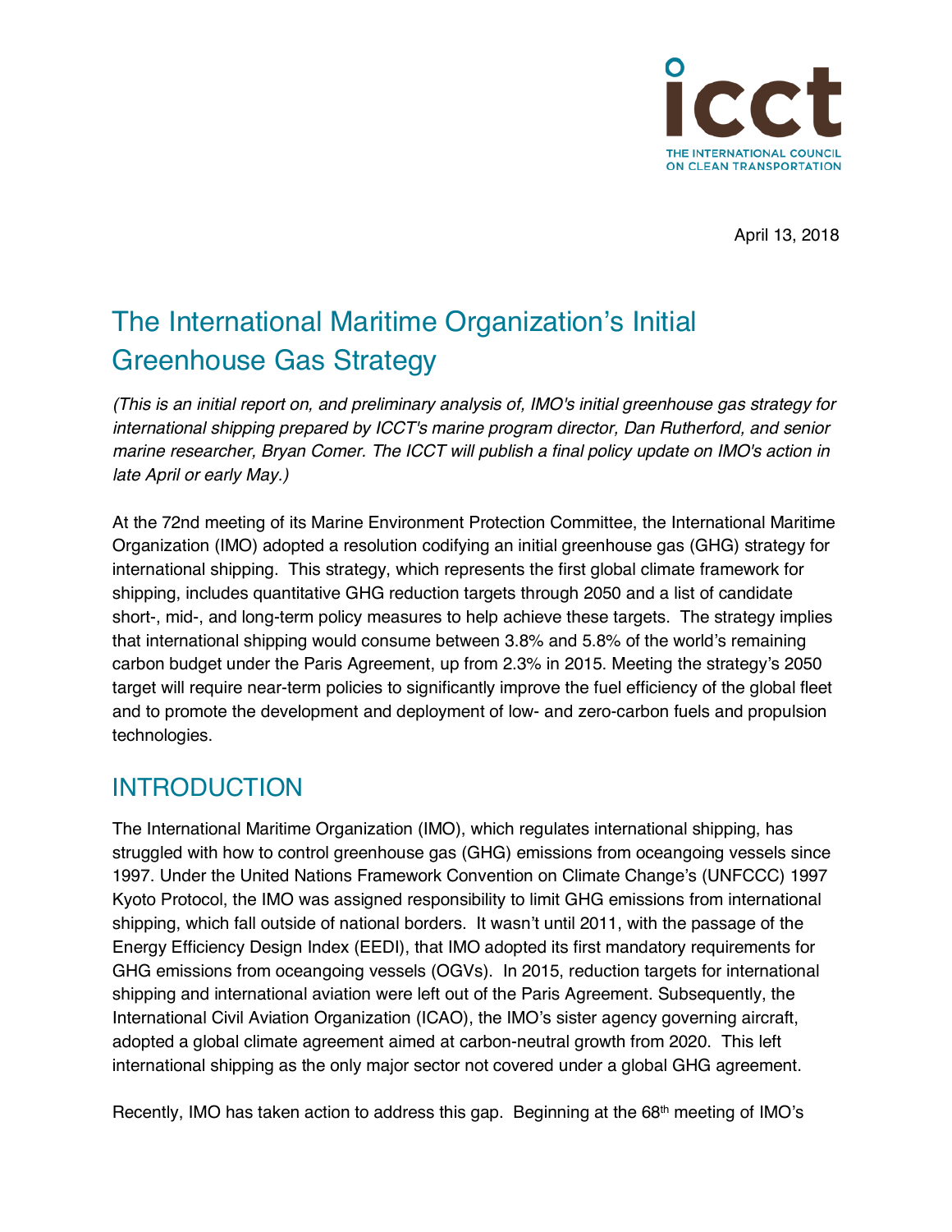April 13, 2018

# The International Maritime Organization's Initial Greenhouse Gas Strategy

*(This is an initial report on, and preliminary analysis of, IMO's initial greenhouse gas strategy for international shipping prepared by ICCT's marine program director, Dan Rutherford, and senior marine researcher, Bryan Comer. The ICCT will publish a final policy update on IMO's action in late April or early May.)*

At the 72nd meeting of its Marine Environment Protection Committee, the International Maritime Organization (IMO) adopted a resolution codifying an initial greenhouse gas (GHG) strategy for international shipping. This strategy, which represents the first global climate framework for shipping, includes quantitative GHG reduction targets through 2050 and a list of candidate short-, mid-, and long-term policy measures to help achieve these targets. The strategy implies that international shipping would consume between 3.8% and 5.8% of the world's remaining carbon budget under the Paris Agreement, up from 2.3% in 2015. Meeting the strategy's 2050 target will require near-term policies to significantly improve the fuel efficiency of the global fleet and to promote the development and deployment of low- and zero-carbon fuels and propulsion technologies.

## INTRODUCTION

The International Maritime Organization (IMO), which regulates international shipping, has struggled with how to control greenhouse gas (GHG) emissions from oceangoing vessels since 1997. Under the United Nations Framework Convention on Climate Change's (UNFCCC) 1997 Kyoto Protocol, the IMO was assigned responsibility to limit GHG emissions from international shipping, which fall outside of national borders. It wasn't until 2011, with the passage of the Energy Efficiency Design Index (EEDI), that IMO adopted its first mandatory requirements for GHG emissions from oceangoing vessels (OGVs). In 2015, reduction targets for international shipping and international aviation were left out of the Paris Agreement. Subsequently, the International Civil Aviation Organization (ICAO), the IMO's sister agency governing aircraft, adopted a global climate agreement aimed at carbon-neutral growth from 2020. This left international shipping as the only major sector not covered under a global GHG agreement.

Recently, IMO has taken action to address this gap. Beginning at the 68th meeting of IMO's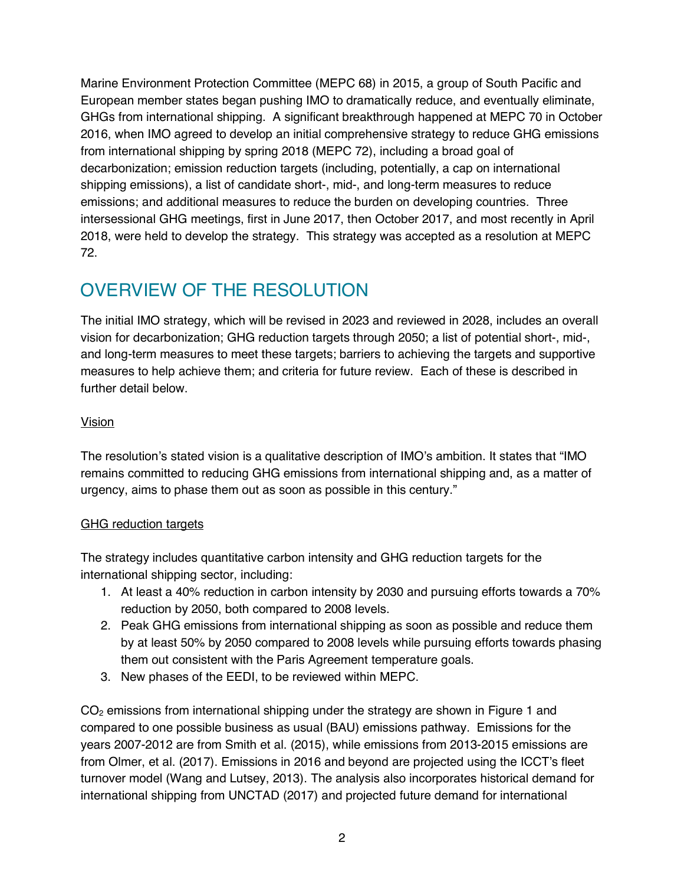Marine Environment Protection Committee (MEPC 68) in 2015, a group of South Pacific and European member states began pushing IMO to dramatically reduce, and eventually eliminate, GHGs from international shipping. A significant breakthrough happened at MEPC 70 in October 2016, when IMO agreed to develop an initial comprehensive strategy to reduce GHG emissions from international shipping by spring 2018 (MEPC 72), including a broad goal of decarbonization; emission reduction targets (including, potentially, a cap on international shipping emissions), a list of candidate short-, mid-, and long-term measures to reduce emissions; and additional measures to reduce the burden on developing countries. Three intersessional GHG meetings, first in June 2017, then October 2017, and most recently in April 2018, were held to develop the strategy. This strategy was accepted as a resolution at MEPC 72.

## OVERVIEW OF THE RESOLUTION

The initial IMO strategy, which will be revised in 2023 and reviewed in 2028, includes an overall vision for decarbonization; GHG reduction targets through 2050; a list of potential short-, mid-, and long-term measures to meet these targets; barriers to achieving the targets and supportive measures to help achieve them; and criteria for future review. Each of these is described in further detail below.

### Vision

The resolution's stated vision is a qualitative description of IMO's ambition. It states that "IMO remains committed to reducing GHG emissions from international shipping and, as a matter of urgency, aims to phase them out as soon as possible in this century."

### GHG reduction targets

The strategy includes quantitative carbon intensity and GHG reduction targets for the international shipping sector, including:

1. At least a 40% reduction in carbon intensity by 2030 and pursuing efforts towards a 70% reduction by 2050, both compared to 2008 levels.
2. Peak GHG emissions from international shipping as soon as possible and reduce them by at least 50% by 2050 compared to 2008 levels while pursuing efforts towards phasing them out consistent with the Paris Agreement temperature goals.
3. New phases of the EEDI, to be reviewed within MEPC.

$CO_2$ emissions from international shipping under the strategy are shown in Figure 1 and compared to one possible business as usual (BAU) emissions pathway. Emissions for the years 2007-2012 are from Smith et al. (2015), while emissions from 2013-2015 emissions are from Olmer, et al. (2017). Emissions in 2016 and beyond are projected using the ICCT's fleet turnover model (Wang and Lutsey, 2013). The analysis also incorporates historical demand for international shipping from UNCTAD (2017) and projected future demand for international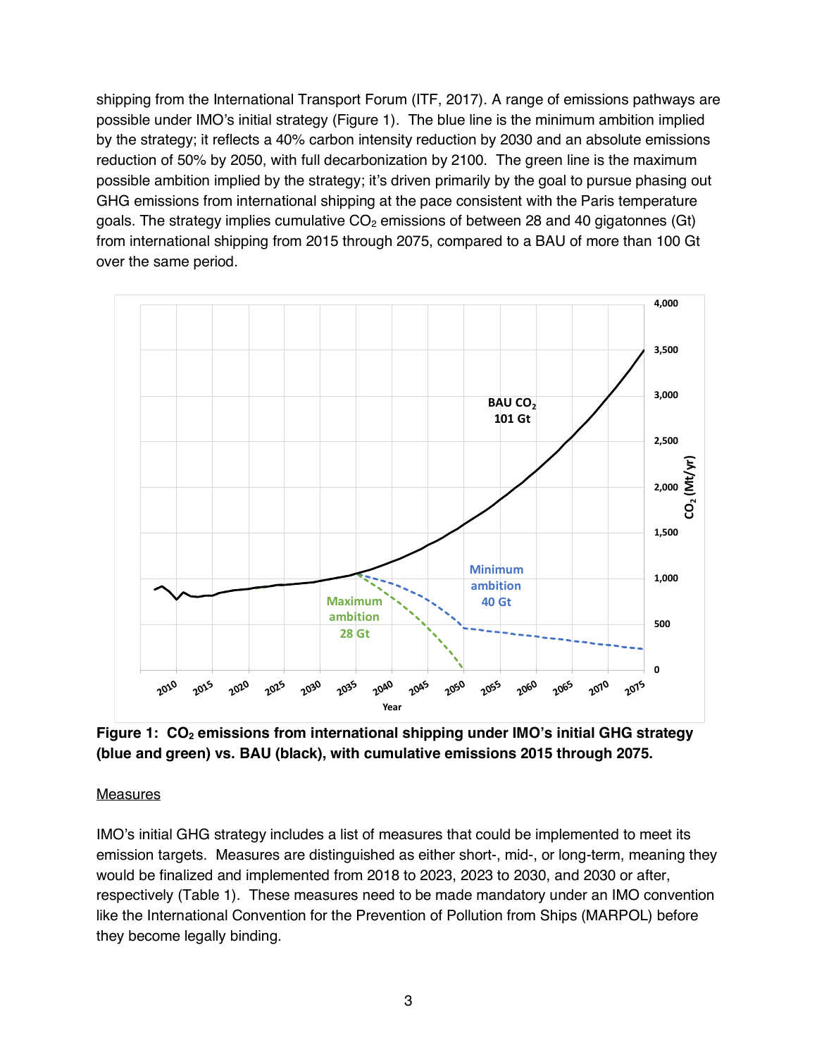shipping from the International Transport Forum (ITF, 2017). A range of emissions pathways are possible under IMO's initial strategy (Figure 1). The blue line is the minimum ambition implied by the strategy; it reflects a 40% carbon intensity reduction by 2030 and an absolute emissions reduction of 50% by 2050, with full decarbonization by 2100. The green line is the maximum possible ambition implied by the strategy; it's driven primarily by the goal to pursue phasing out GHG emissions from international shipping at the pace consistent with the Paris temperature goals. The strategy implies cumulative $CO_2$ emissions of between 28 and 40 gigatonnes (Gt) from international shipping from 2015 through 2075, compared to a BAU of more than 100 Gt over the same period.

**Figure 1: $CO_2$ emissions from international shipping under IMO's initial GHG strategy (blue and green) vs. BAU (black), with cumulative emissions 2015 through 2075.**

<u>Measures</u>

IMO's initial GHG strategy includes a list of measures that could be implemented to meet its emission targets. Measures are distinguished as either short-, mid-, or long-term, meaning they would be finalized and implemented from 2018 to 2023, 2023 to 2030, and 2030 or after, respectively (Table 1). These measures need to be made mandatory under an IMO convention like the International Convention for the Prevention of Pollution from Ships (MARPOL) before they become legally binding.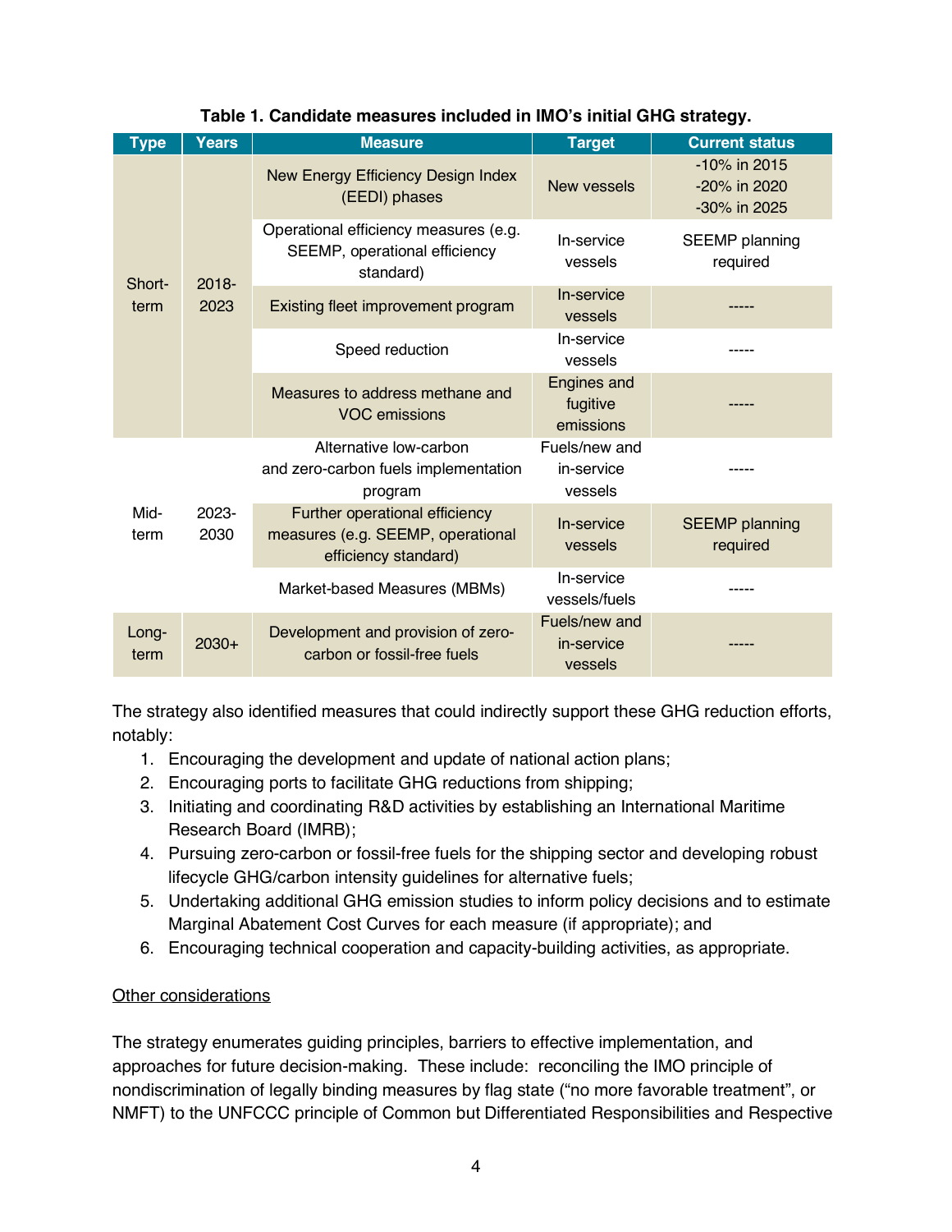**Table 1. Candidate measures included in IMO's initial GHG strategy.**

| Type | Years | Measure | Target | Current status |
|---|---|---|---|---|
| Short-term | 2018-2023 | New Energy Efficiency Design Index (EEDI) phases | New vessels | -10% in 2015<br>-20% in 2020<br>-30% in 2025 |
| | | Operational efficiency measures (e.g. SEEMP, operational efficiency standard) | In-service vessels | SEEMP planning required |
| | | Existing fleet improvement program | In-service vessels | ----- |
| | | Speed reduction | In-service vessels | ----- |
| | | Measures to address methane and VOC emissions | Engines and fugitive emissions | ----- |
| Mid-term | 2023-2030 | Alternative low-carbon and zero-carbon fuels implementation program | Fuels/new and in-service vessels | ----- |
| | | Further operational efficiency measures (e.g. SEEMP, operational efficiency standard) | In-service vessels | SEEMP planning required |
| | | Market-based Measures (MBMs) | In-service vessels/fuels | ----- |
| Long-term | 2030+ | Development and provision of zero-carbon or fossil-free fuels | Fuels/new and in-service vessels | ----- |

The strategy also identified measures that could indirectly support these GHG reduction efforts, notably:

1. Encouraging the development and update of national action plans;
2. Encouraging ports to facilitate GHG reductions from shipping;
3. Initiating and coordinating R&D activities by establishing an International Maritime Research Board (IMRB);
4. Pursuing zero-carbon or fossil-free fuels for the shipping sector and developing robust lifecycle GHG/carbon intensity guidelines for alternative fuels;
5. Undertaking additional GHG emission studies to inform policy decisions and to estimate Marginal Abatement Cost Curves for each measure (if appropriate); and
6. Encouraging technical cooperation and capacity-building activities, as appropriate.

<u>Other considerations</u>

The strategy enumerates guiding principles, barriers to effective implementation, and approaches for future decision-making. These include: reconciling the IMO principle of nondiscrimination of legally binding measures by flag state ("no more favorable treatment", or NMFT) to the UNFCCC principle of Common but Differentiated Responsibilities and Respective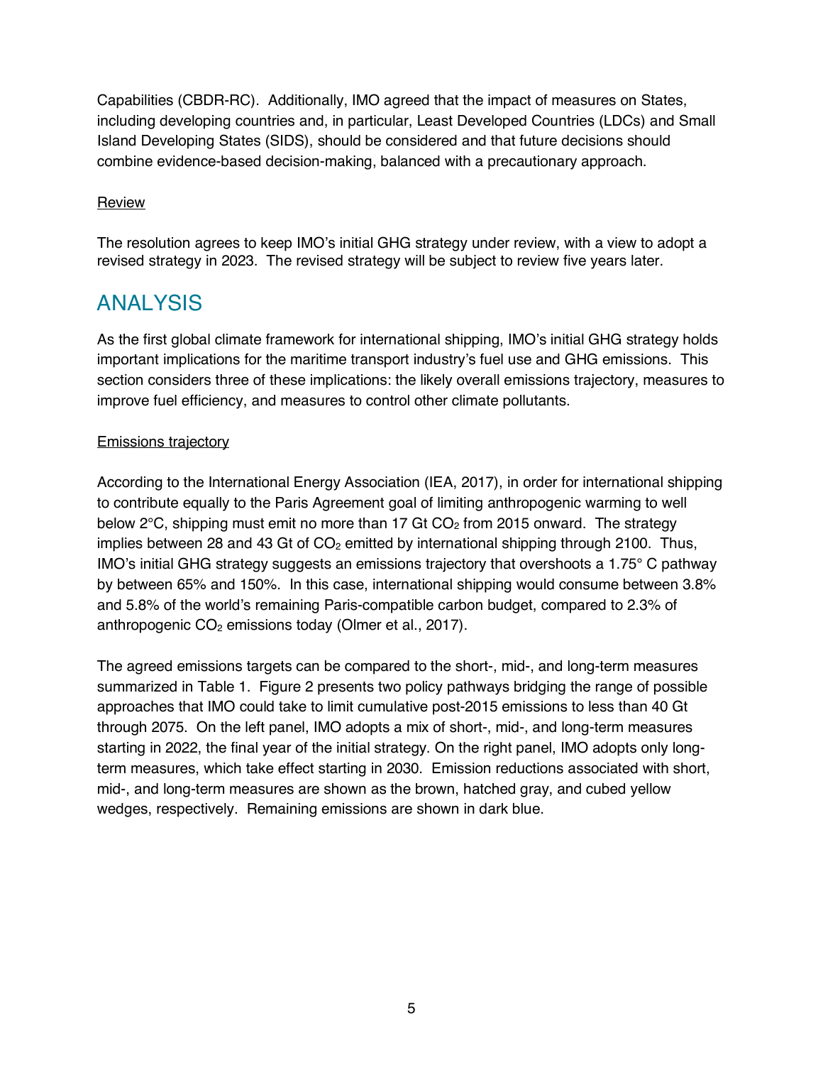Capabilities (CBDR-RC). Additionally, IMO agreed that the impact of measures on States, including developing countries and, in particular, Least Developed Countries (LDCs) and Small Island Developing States (SIDS), should be considered and that future decisions should combine evidence-based decision-making, balanced with a precautionary approach.

Review

The resolution agrees to keep IMO's initial GHG strategy under review, with a view to adopt a revised strategy in 2023. The revised strategy will be subject to review five years later.

## ANALYSIS

As the first global climate framework for international shipping, IMO's initial GHG strategy holds important implications for the maritime transport industry's fuel use and GHG emissions. This section considers three of these implications: the likely overall emissions trajectory, measures to improve fuel efficiency, and measures to control other climate pollutants.

Emissions trajectory

According to the International Energy Association (IEA, 2017), in order for international shipping to contribute equally to the Paris Agreement goal of limiting anthropogenic warming to well below 2°C, shipping must emit no more than 17 Gt $CO_2$ from 2015 onward. The strategy implies between 28 and 43 Gt of $CO_2$ emitted by international shipping through 2100. Thus, IMO's initial GHG strategy suggests an emissions trajectory that overshoots a 1.75° C pathway by between 65% and 150%. In this case, international shipping would consume between 3.8% and 5.8% of the world's remaining Paris-compatible carbon budget, compared to 2.3% of anthropogenic $CO_2$ emissions today (Olmer et al., 2017).

The agreed emissions targets can be compared to the short-, mid-, and long-term measures summarized in Table 1. Figure 2 presents two policy pathways bridging the range of possible approaches that IMO could take to limit cumulative post-2015 emissions to less than 40 Gt through 2075. On the left panel, IMO adopts a mix of short-, mid-, and long-term measures starting in 2022, the final year of the initial strategy. On the right panel, IMO adopts only long-term measures, which take effect starting in 2030. Emission reductions associated with short, mid-, and long-term measures are shown as the brown, hatched gray, and cubed yellow wedges, respectively. Remaining emissions are shown in dark blue.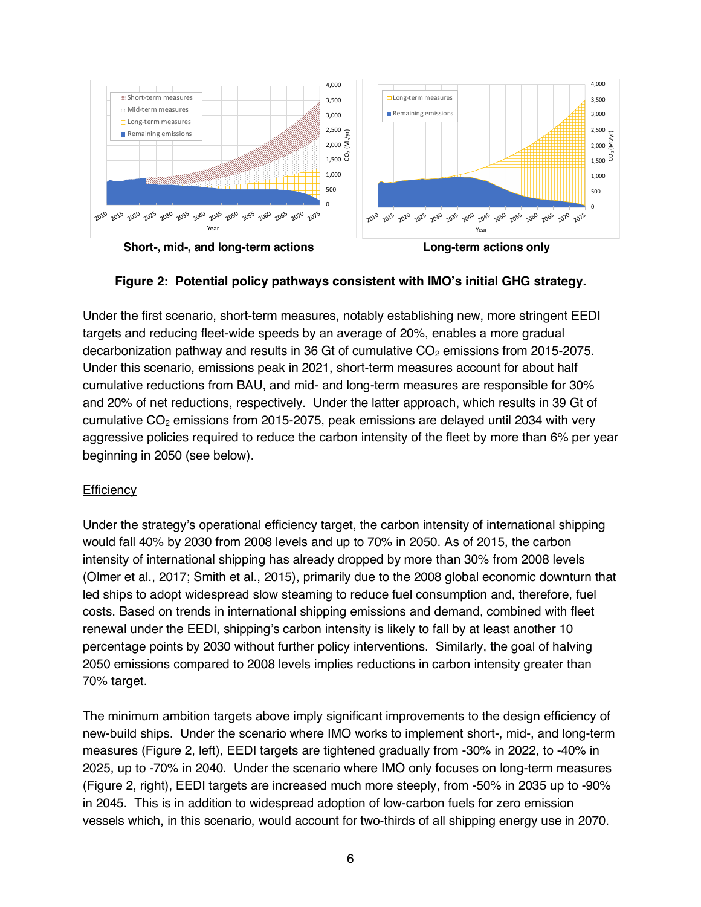**Short-, mid-, and long-term actions**

**Long-term actions only**

**Figure 2: Potential policy pathways consistent with IMO's initial GHG strategy.**

Under the first scenario, short-term measures, notably establishing new, more stringent EEDI targets and reducing fleet-wide speeds by an average of 20%, enables a more gradual decarbonization pathway and results in 36 Gt of cumulative $CO_2$ emissions from 2015-2075. Under this scenario, emissions peak in 2021, short-term measures account for about half cumulative reductions from BAU, and mid- and long-term measures are responsible for 30% and 20% of net reductions, respectively. Under the latter approach, which results in 39 Gt of cumulative $CO_2$ emissions from 2015-2075, peak emissions are delayed until 2034 with very aggressive policies required to reduce the carbon intensity of the fleet by more than 6% per year beginning in 2050 (see below).

<u>Efficiency</u>

Under the strategy's operational efficiency target, the carbon intensity of international shipping would fall 40% by 2030 from 2008 levels and up to 70% in 2050. As of 2015, the carbon intensity of international shipping has already dropped by more than 30% from 2008 levels (Olmer et al., 2017; Smith et al., 2015), primarily due to the 2008 global economic downturn that led ships to adopt widespread slow steaming to reduce fuel consumption and, therefore, fuel costs. Based on trends in international shipping emissions and demand, combined with fleet renewal under the EEDI, shipping's carbon intensity is likely to fall by at least another 10 percentage points by 2030 without further policy interventions. Similarly, the goal of halving 2050 emissions compared to 2008 levels implies reductions in carbon intensity greater than 70% target.

The minimum ambition targets above imply significant improvements to the design efficiency of new-build ships. Under the scenario where IMO works to implement short-, mid-, and long-term measures (Figure 2, left), EEDI targets are tightened gradually from -30% in 2022, to -40% in 2025, up to -70% in 2040. Under the scenario where IMO only focuses on long-term measures (Figure 2, right), EEDI targets are increased much more steeply, from -50% in 2035 up to -90% in 2045. This is in addition to widespread adoption of low-carbon fuels for zero emission vessels which, in this scenario, would account for two-thirds of all shipping energy use in 2070.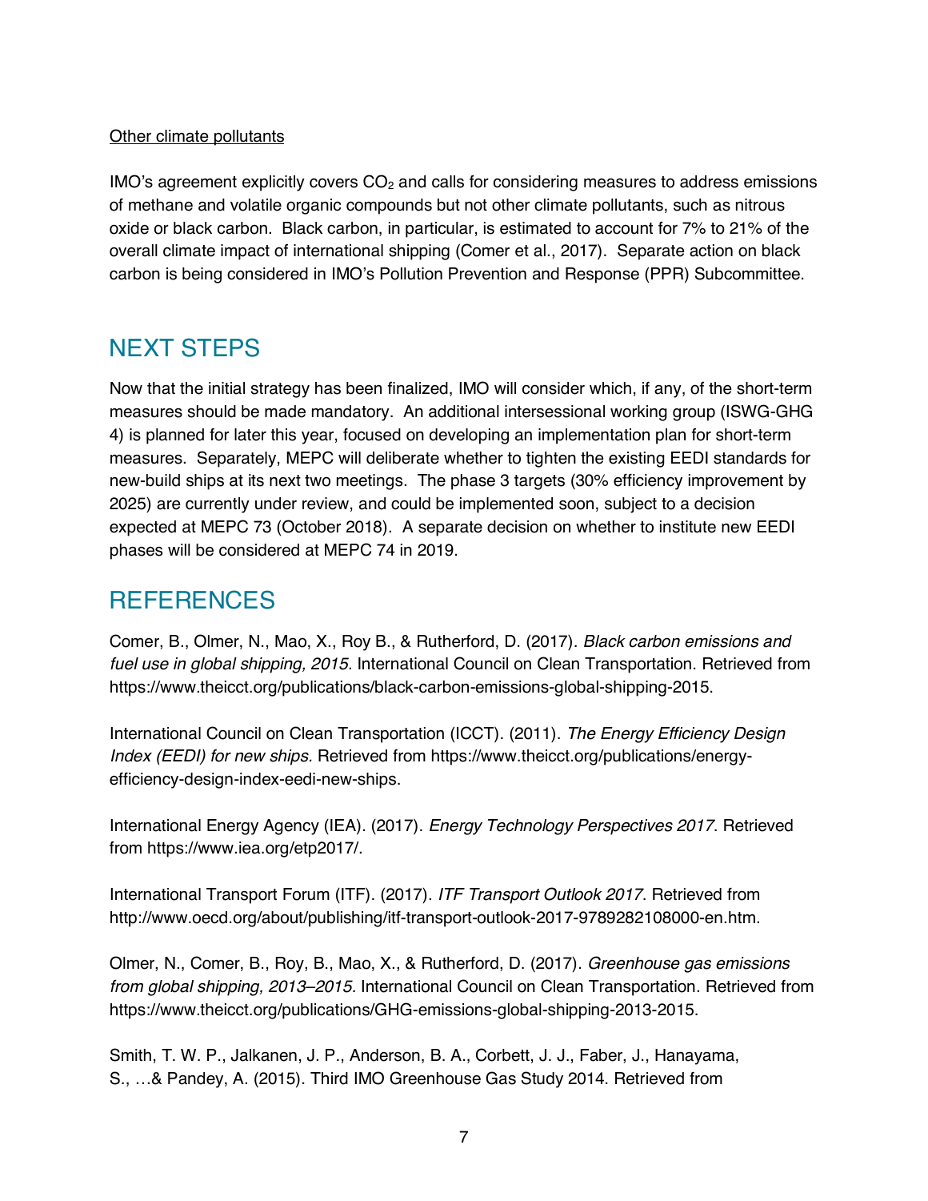Other climate pollutants

IMO's agreement explicitly covers $CO_2$ and calls for considering measures to address emissions of methane and volatile organic compounds but not other climate pollutants, such as nitrous oxide or black carbon. Black carbon, in particular, is estimated to account for 7% to 21% of the overall climate impact of international shipping (Comer et al., 2017). Separate action on black carbon is being considered in IMO's Pollution Prevention and Response (PPR) Subcommittee.

# NEXT STEPS

Now that the initial strategy has been finalized, IMO will consider which, if any, of the short-term measures should be made mandatory. An additional intersessional working group (ISWG-GHG 4) is planned for later this year, focused on developing an implementation plan for short-term measures. Separately, MEPC will deliberate whether to tighten the existing EEDI standards for new-build ships at its next two meetings. The phase 3 targets (30% efficiency improvement by 2025) are currently under review, and could be implemented soon, subject to a decision expected at MEPC 73 (October 2018). A separate decision on whether to institute new EEDI phases will be considered at MEPC 74 in 2019.

# REFERENCES

Comer, B., Olmer, N., Mao, X., Roy B., & Rutherford, D. (2017). *Black carbon emissions and fuel use in global shipping, 2015*. International Council on Clean Transportation. Retrieved from https://www.theicct.org/publications/black-carbon-emissions-global-shipping-2015.

International Council on Clean Transportation (ICCT). (2011). *The Energy Efficiency Design Index (EEDI) for new ships*. Retrieved from https://www.theicct.org/publications/energy-efficiency-design-index-eedi-new-ships.

International Energy Agency (IEA). (2017). *Energy Technology Perspectives 2017*. Retrieved from https://www.iea.org/etp2017/.

International Transport Forum (ITF). (2017). *ITF Transport Outlook 2017*. Retrieved from http://www.oecd.org/about/publishing/itf-transport-outlook-2017-9789282108000-en.htm.

Olmer, N., Comer, B., Roy, B., Mao, X., & Rutherford, D. (2017). *Greenhouse gas emissions from global shipping, 2013–2015*. International Council on Clean Transportation. Retrieved from https://www.theicct.org/publications/GHG-emissions-global-shipping-2013-2015.

Smith, T. W. P., Jalkanen, J. P., Anderson, B. A., Corbett, J. J., Faber, J., Hanayama, S., …& Pandey, A. (2015). Third IMO Greenhouse Gas Study 2014. Retrieved from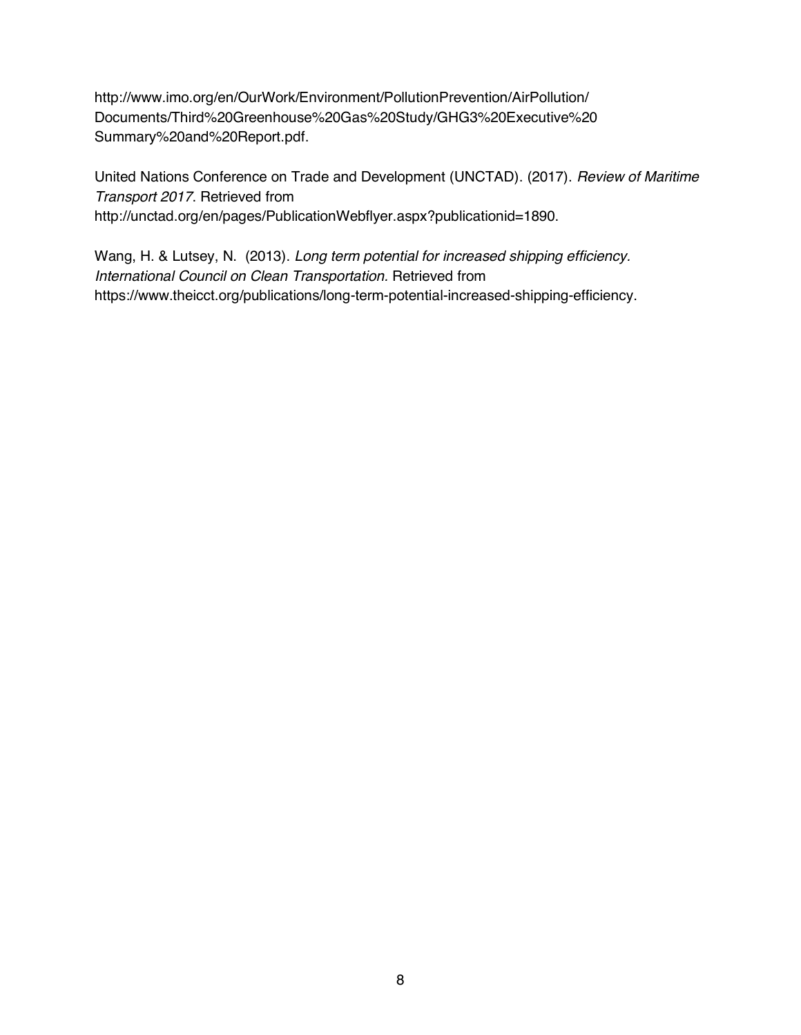http://www.imo.org/en/OurWork/Environment/PollutionPrevention/AirPollution/Documents/Third%20Greenhouse%20Gas%20Study/GHG3%20Executive%20Summary%20and%20Report.pdf.

United Nations Conference on Trade and Development (UNCTAD). (2017). *Review of Maritime Transport 2017*. Retrieved from http://unctad.org/en/pages/PublicationWebflyer.aspx?publicationid=1890.

Wang, H. & Lutsey, N. (2013). *Long term potential for increased shipping efficiency. International Council on Clean Transportation.* Retrieved from https://www.theicct.org/publications/long-term-potential-increased-shipping-efficiency.